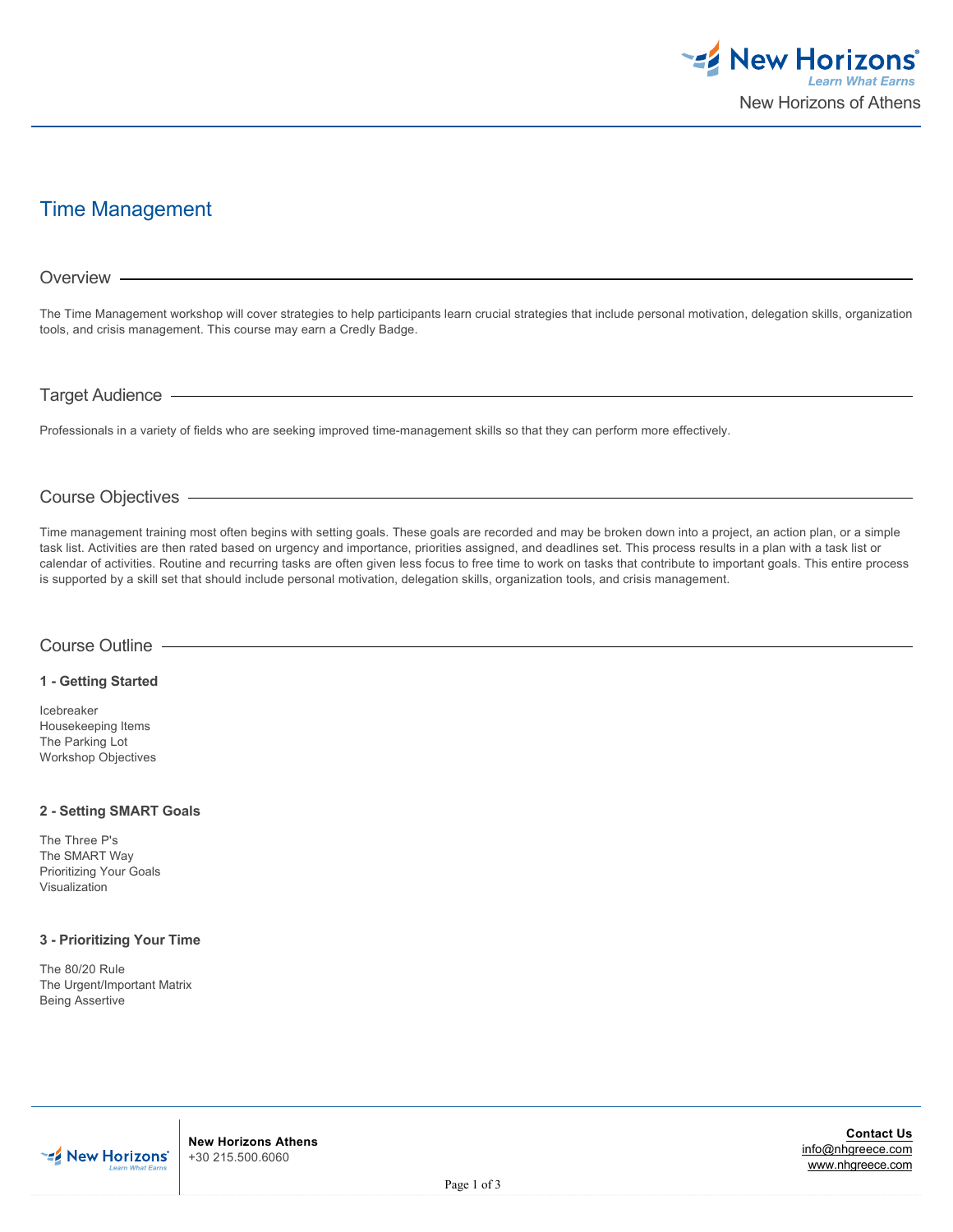# Time Management

## Overview

The Time Management workshop will cover strategies to help participants learn crucial strategies that include personal motivation, delegation skills, organization tools, and crisis management. This course may earn a Credly Badge.

## Target Audience

Professionals in a variety of fields who are seeking improved time-management skills so that they can perform more effectively.

## Course Objectives

Time management training most often begins with setting goals. These goals are recorded and may be broken down into a project, an action plan, or a simple task list. Activities are then rated based on urgency and importance, priorities assigned, and deadlines set. This process results in a plan with a task list or calendar of activities. Routine and recurring tasks are often given less focus to free time to work on tasks that contribute to important goals. This entire process is supported by a skill set that should include personal motivation, delegation skills, organization tools, and crisis management.

## Course Outline

**1 - Getting Started**

Icebreaker
Housekeeping Items
The Parking Lot
Workshop Objectives

**2 - Setting SMART Goals**

The Three P's
The SMART Way
Prioritizing Your Goals
Visualization

**3 - Prioritizing Your Time**

The 80/20 Rule
The Urgent/Important Matrix
Being Assertive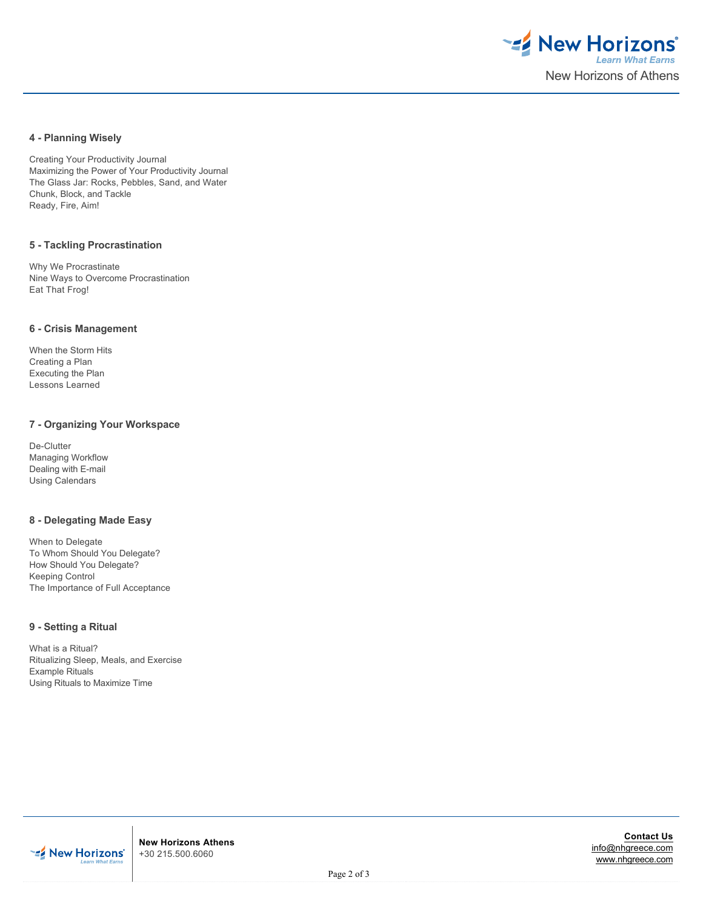### 4 - Planning Wisely

Creating Your Productivity Journal
Maximizing the Power of Your Productivity Journal
The Glass Jar: Rocks, Pebbles, Sand, and Water
Chunk, Block, and Tackle
Ready, Fire, Aim!

### 5 - Tackling Procrastination

Why We Procrastinate
Nine Ways to Overcome Procrastination
Eat That Frog!

### 6 - Crisis Management

When the Storm Hits
Creating a Plan
Executing the Plan
Lessons Learned

### 7 - Organizing Your Workspace

De-Clutter
Managing Workflow
Dealing with E-mail
Using Calendars

### 8 - Delegating Made Easy

When to Delegate
To Whom Should You Delegate?
How Should You Delegate?
Keeping Control
The Importance of Full Acceptance

### 9 - Setting a Ritual

What is a Ritual?
Ritualizing Sleep, Meals, and Exercise
Example Rituals
Using Rituals to Maximize Time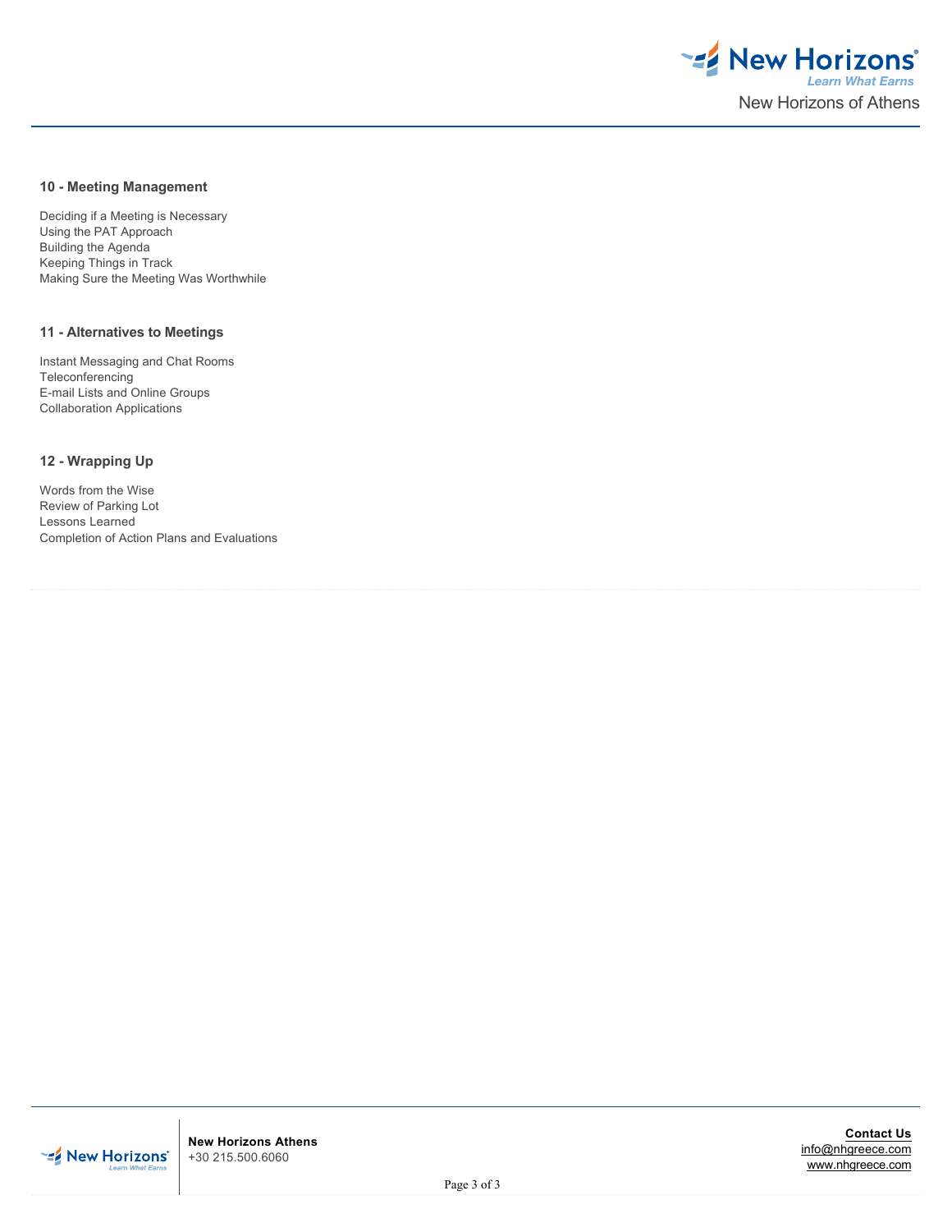### 10 - Meeting Management

Deciding if a Meeting is Necessary
Using the PAT Approach
Building the Agenda
Keeping Things in Track
Making Sure the Meeting Was Worthwhile

### 11 - Alternatives to Meetings

Instant Messaging and Chat Rooms
Teleconferencing
E-mail Lists and Online Groups
Collaboration Applications

### 12 - Wrapping Up

Words from the Wise
Review of Parking Lot
Lessons Learned
Completion of Action Plans and Evaluations

**New Horizons Athens**
+30 215.500.6060

**Contact Us**
info@nhgreece.com
www.nhgreece.com